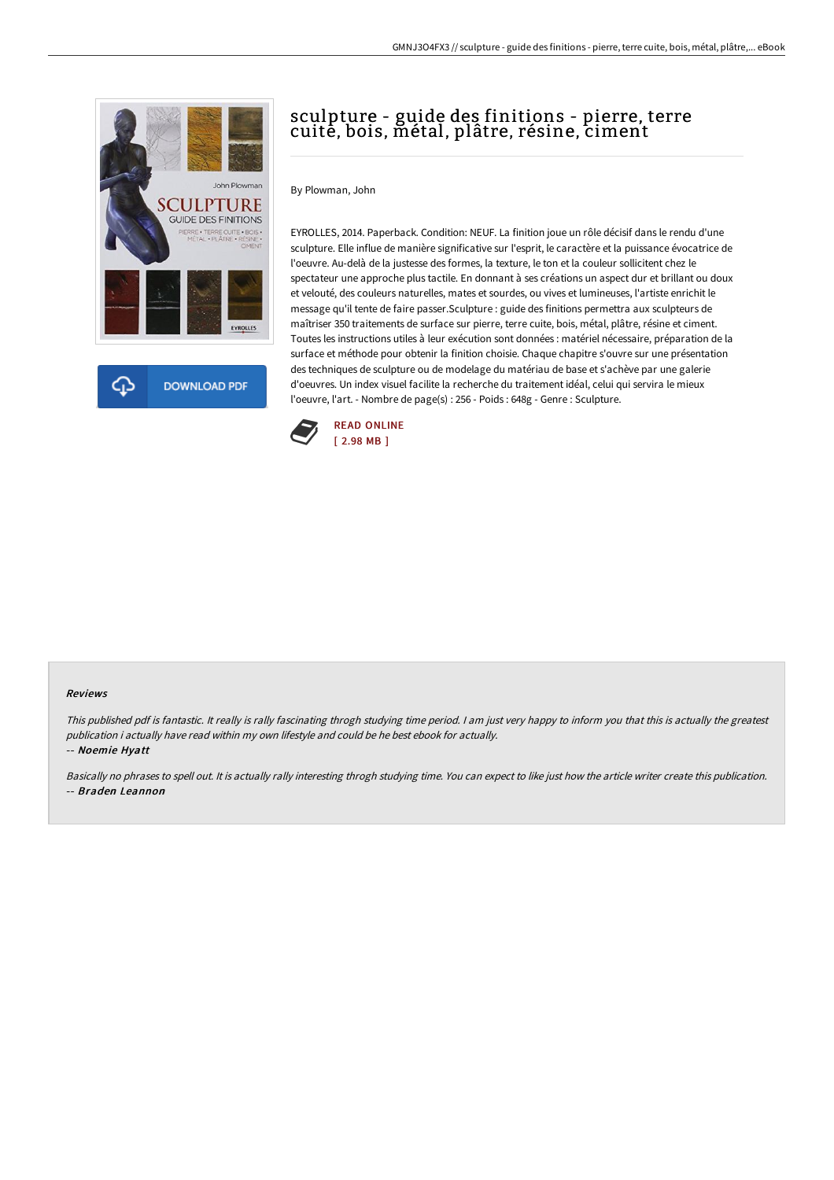# sculpture - guide des finitions - pierre, terre cuite, bois, métal, plâtre, résine, ciment

By Plowman, John

EYROLLES, 2014. Paperback. Condition: NEUF. La finition joue un rôle décisif dans le rendu d'une sculpture. Elle influe de manière significative sur l'esprit, le caractère et la puissance évocatrice de l'oeuvre. Au-delà de la justesse des formes, la texture, le ton et la couleur sollicitent chez le spectateur une approche plus tactile. En donnant à ses créations un aspect dur et brillant ou doux et velouté, des couleurs naturelles, mates et sourdes, ou vives et lumineuses, l'artiste enrichit le message qu'il tente de faire passer.Sculpture : guide des finitions permettra aux sculpteurs de maîtriser 350 traitements de surface sur pierre, terre cuite, bois, métal, plâtre, résine et ciment. Toutes les instructions utiles à leur exécution sont données : matériel nécessaire, préparation de la surface et méthode pour obtenir la finition choisie. Chaque chapitre s'ouvre sur une présentation des techniques de sculpture ou de modelage du matériau de base et s'achève par une galerie d'oeuvres. Un index visuel facilite la recherche du traitement idéal, celui qui servira le mieux l'oeuvre, l'art. - Nombre de page(s) : 256 - Poids : 648g - Genre : Sculpture.

DOWNLOAD PDF

READ ONLINE
[ 2.98 MB ]

#### Reviews

*This published pdf is fantastic. It really is rally fascinating throgh studying time period. I am just very happy to inform you that this is actually the greatest publication i actually have read within my own lifestyle and could be he best ebook for actually.*
-- ***Noemie Hyatt***

*Basically no phrases to spell out. It is actually rally interesting throgh studying time. You can expect to like just how the article writer create this publication.*
-- ***Braden Leannon***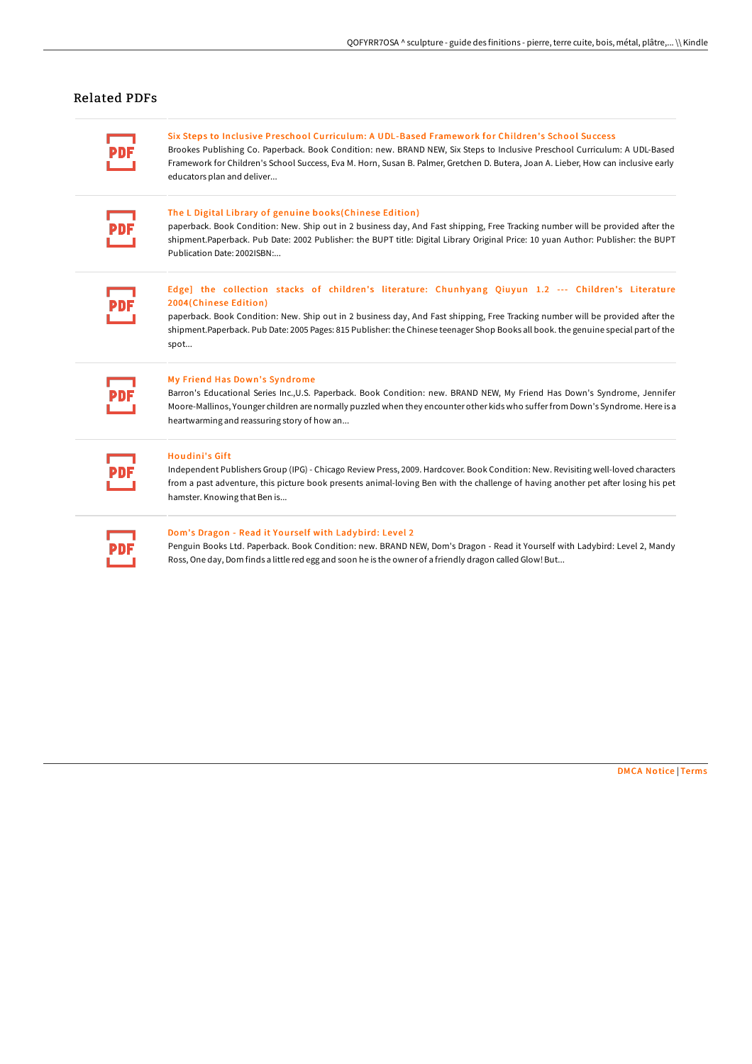## Related PDFs

**Six Steps to Inclusive Preschool Curriculum: A UDL-Based Framework for Children's School Success**

Brookes Publishing Co. Paperback. Book Condition: new. BRAND NEW, Six Steps to Inclusive Preschool Curriculum: A UDL-Based Framework for Children's School Success, Eva M. Horn, Susan B. Palmer, Gretchen D. Butera, Joan A. Lieber, How can inclusive early educators plan and deliver...

**The L Digital Library of genuine books(Chinese Edition)**

paperback. Book Condition: New. Ship out in 2 business day, And Fast shipping, Free Tracking number will be provided after the shipment.Paperback. Pub Date: 2002 Publisher: the BUPT title: Digital Library Original Price: 10 yuan Author: Publisher: the BUPT Publication Date: 2002ISBN:...

**Edge] the collection stacks of children's literature: Chunhyang Qiuyun 1.2 --- Children's Literature 2004(Chinese Edition)**

paperback. Book Condition: New. Ship out in 2 business day, And Fast shipping, Free Tracking number will be provided after the shipment.Paperback. Pub Date: 2005 Pages: 815 Publisher: the Chinese teenager Shop Books all book. the genuine special part of the spot...

**My Friend Has Down's Syndrome**

Barron's Educational Series Inc.,U.S. Paperback. Book Condition: new. BRAND NEW, My Friend Has Down's Syndrome, Jennifer Moore-Mallinos, Younger children are normally puzzled when they encounter other kids who suffer from Down's Syndrome. Here is a heartwarming and reassuring story of how an...

**Houdini's Gift**

Independent Publishers Group (IPG) - Chicago Review Press, 2009. Hardcover. Book Condition: New. Revisiting well-loved characters from a past adventure, this picture book presents animal-loving Ben with the challenge of having another pet after losing his pet hamster. Knowing that Ben is...

**Dom's Dragon - Read it Yourself with Ladybird: Level 2**

Penguin Books Ltd. Paperback. Book Condition: new. BRAND NEW, Dom's Dragon - Read it Yourself with Ladybird: Level 2, Mandy Ross, One day, Dom finds a little red egg and soon he is the owner of a friendly dragon called Glow! But...